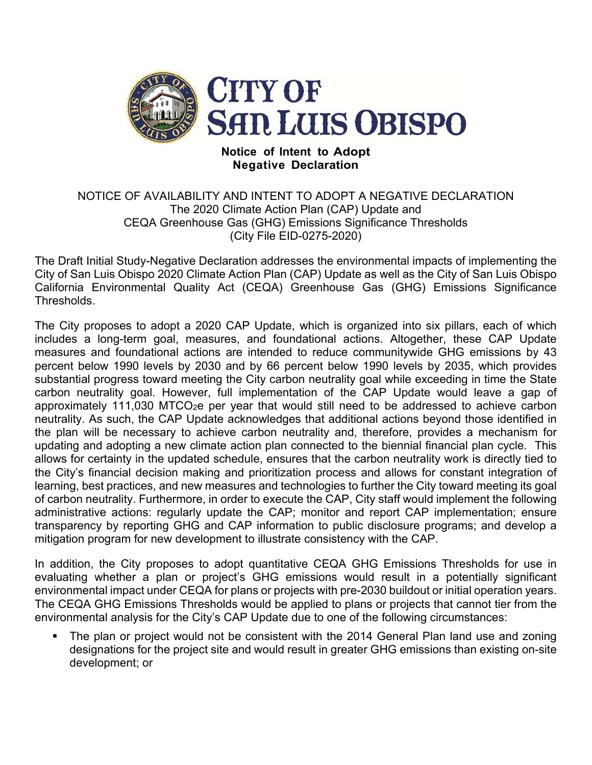# CITY OF SAN LUIS OBISPO

**Notice of Intent to Adopt Negative Declaration**

NOTICE OF AVAILABILITY AND INTENT TO ADOPT A NEGATIVE DECLARATION
The 2020 Climate Action Plan (CAP) Update and
CEQA Greenhouse Gas (GHG) Emissions Significance Thresholds
(City File EID-0275-2020)

The Draft Initial Study-Negative Declaration addresses the environmental impacts of implementing the City of San Luis Obispo 2020 Climate Action Plan (CAP) Update as well as the City of San Luis Obispo California Environmental Quality Act (CEQA) Greenhouse Gas (GHG) Emissions Significance Thresholds.

The City proposes to adopt a 2020 CAP Update, which is organized into six pillars, each of which includes a long-term goal, measures, and foundational actions. Altogether, these CAP Update measures and foundational actions are intended to reduce communitywide GHG emissions by 43 percent below 1990 levels by 2030 and by 66 percent below 1990 levels by 2035, which provides substantial progress toward meeting the City carbon neutrality goal while exceeding in time the State carbon neutrality goal. However, full implementation of the CAP Update would leave a gap of approximately 111,030 $MTCO_2e$ per year that would still need to be addressed to achieve carbon neutrality. As such, the CAP Update acknowledges that additional actions beyond those identified in the plan will be necessary to achieve carbon neutrality and, therefore, provides a mechanism for updating and adopting a new climate action plan connected to the biennial financial plan cycle. This allows for certainty in the updated schedule, ensures that the carbon neutrality work is directly tied to the City's financial decision making and prioritization process and allows for constant integration of learning, best practices, and new measures and technologies to further the City toward meeting its goal of carbon neutrality. Furthermore, in order to execute the CAP, City staff would implement the following administrative actions: regularly update the CAP; monitor and report CAP implementation; ensure transparency by reporting GHG and CAP information to public disclosure programs; and develop a mitigation program for new development to illustrate consistency with the CAP.

In addition, the City proposes to adopt quantitative CEQA GHG Emissions Thresholds for use in evaluating whether a plan or project's GHG emissions would result in a potentially significant environmental impact under CEQA for plans or projects with pre-2030 buildout or initial operation years. The CEQA GHG Emissions Thresholds would be applied to plans or projects that cannot tier from the environmental analysis for the City's CAP Update due to one of the following circumstances:

- The plan or project would not be consistent with the 2014 General Plan land use and zoning designations for the project site and would result in greater GHG emissions than existing on-site development; or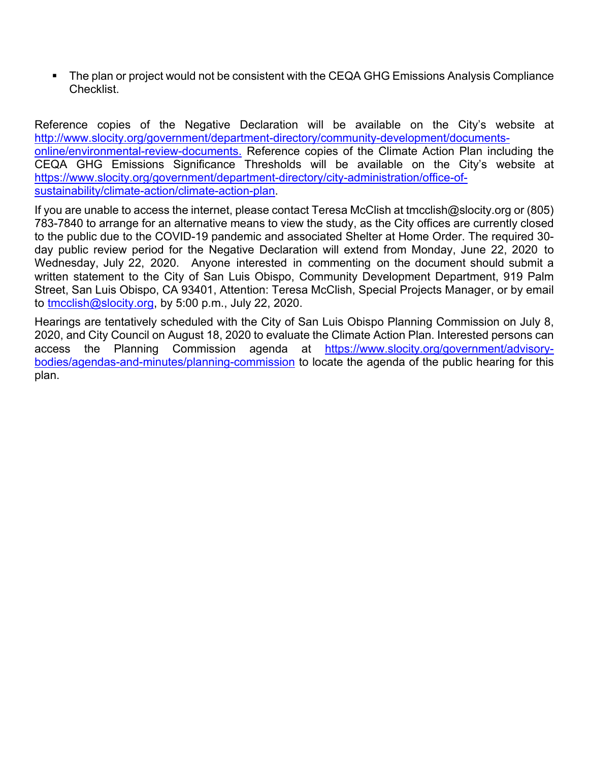- The plan or project would not be consistent with the CEQA GHG Emissions Analysis Compliance Checklist.

Reference copies of the Negative Declaration will be available on the City's website at [http://www.slocity.org/government/department-directory/community-development/documents-online/environmental-review-documents.](http://www.slocity.org/government/department-directory/community-development/documents-online/environmental-review-documents) Reference copies of the Climate Action Plan including the CEQA GHG Emissions Significance Thresholds will be available on the City's website at [https://www.slocity.org/government/department-directory/city-administration/office-of-sustainability/climate-action/climate-action-plan](https://www.slocity.org/government/department-directory/city-administration/office-of-sustainability/climate-action/climate-action-plan).

If you are unable to access the internet, please contact Teresa McClish at tmcclish@slocity.org or (805) 783-7840 to arrange for an alternative means to view the study, as the City offices are currently closed to the public due to the COVID-19 pandemic and associated Shelter at Home Order. The required 30-day public review period for the Negative Declaration will extend from Monday, June 22, 2020 to Wednesday, July 22, 2020. Anyone interested in commenting on the document should submit a written statement to the City of San Luis Obispo, Community Development Department, 919 Palm Street, San Luis Obispo, CA 93401, Attention: Teresa McClish, Special Projects Manager, or by email to [tmcclish@slocity.org](mailto:tmcclish@slocity.org), by 5:00 p.m., July 22, 2020.

Hearings are tentatively scheduled with the City of San Luis Obispo Planning Commission on July 8, 2020, and City Council on August 18, 2020 to evaluate the Climate Action Plan. Interested persons can access the Planning Commission agenda at [https://www.slocity.org/government/advisory-bodies/agendas-and-minutes/planning-commission](https://www.slocity.org/government/advisory-bodies/agendas-and-minutes/planning-commission) to locate the agenda of the public hearing for this plan.